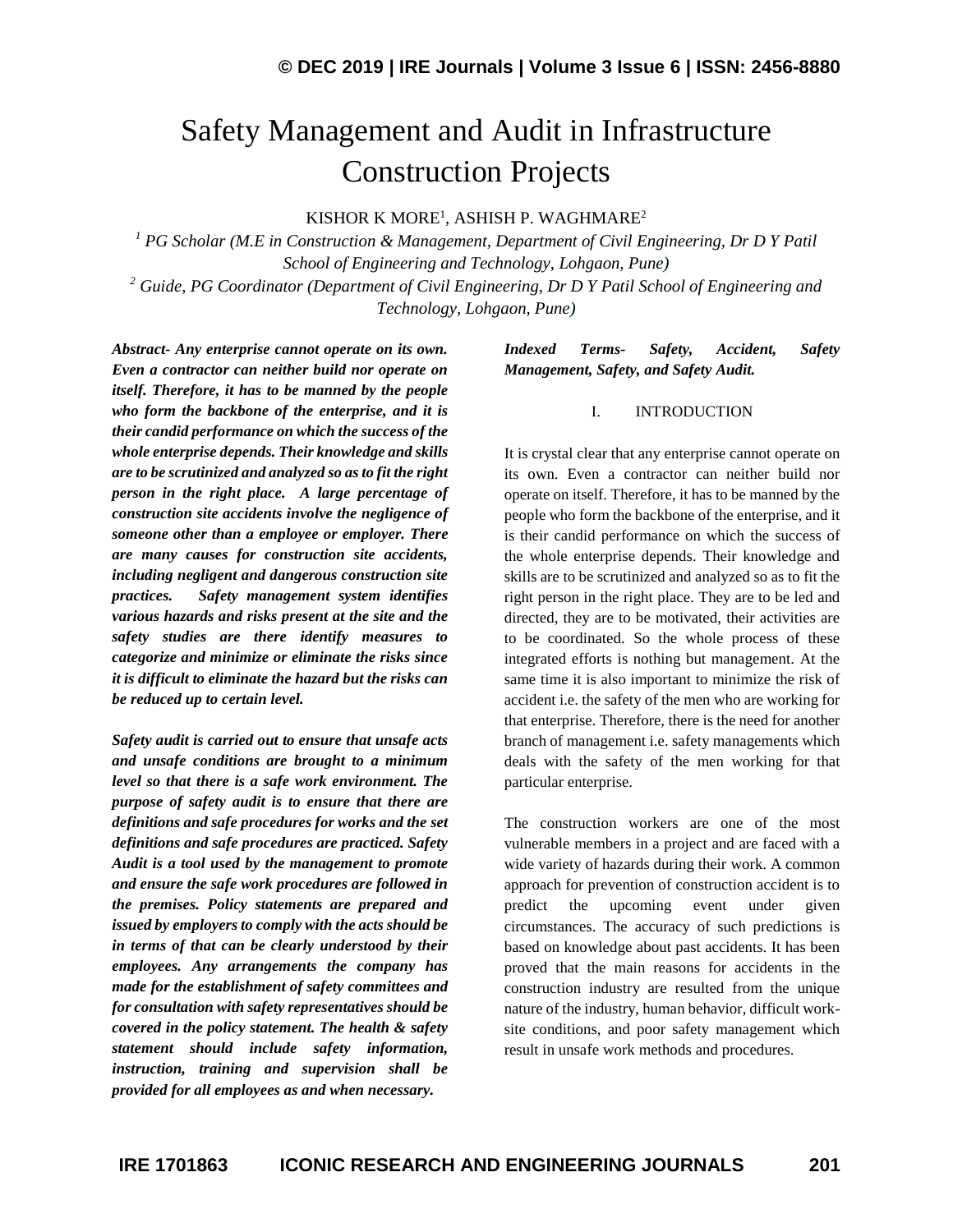# Safety Management and Audit in Infrastructure Construction Projects

KISHOR K MORE[1], ASHISH P. WAGHMARE[2]

[1] *PG Scholar (M.E in Construction & Management, Department of Civil Engineering, Dr D Y Patil School of Engineering and Technology, Lohgaon, Pune)*

[2] *Guide, PG Coordinator (Department of Civil Engineering, Dr D Y Patil School of Engineering and Technology, Lohgaon, Pune)*

***Abstract- Any enterprise cannot operate on its own. Even a contractor can neither build nor operate on itself. Therefore, it has to be manned by the people who form the backbone of the enterprise, and it is their candid performance on which the success of the whole enterprise depends. Their knowledge and skills are to be scrutinized and analyzed so as to fit the right person in the right place. A large percentage of construction site accidents involve the negligence of someone other than a employee or employer. There are many causes for construction site accidents, including negligent and dangerous construction site practices. Safety management system identifies various hazards and risks present at the site and the safety studies are there identify measures to categorize and minimize or eliminate the risks since it is difficult to eliminate the hazard but the risks can be reduced up to certain level.***

***Safety audit is carried out to ensure that unsafe acts and unsafe conditions are brought to a minimum level so that there is a safe work environment. The purpose of safety audit is to ensure that there are definitions and safe procedures for works and the set definitions and safe procedures are practiced. Safety Audit is a tool used by the management to promote and ensure the safe work procedures are followed in the premises. Policy statements are prepared and issued by employers to comply with the acts should be in terms of that can be clearly understood by their employees. Any arrangements the company has made for the establishment of safety committees and for consultation with safety representatives should be covered in the policy statement. The health & safety statement should include safety information, instruction, training and supervision shall be provided for all employees as and when necessary.***

***Indexed Terms- Safety, Accident, Safety Management, Safety, and Safety Audit.***

## I. INTRODUCTION

It is crystal clear that any enterprise cannot operate on its own. Even a contractor can neither build nor operate on itself. Therefore, it has to be manned by the people who form the backbone of the enterprise, and it is their candid performance on which the success of the whole enterprise depends. Their knowledge and skills are to be scrutinized and analyzed so as to fit the right person in the right place. They are to be led and directed, they are to be motivated, their activities are to be coordinated. So the whole process of these integrated efforts is nothing but management. At the same time it is also important to minimize the risk of accident i.e. the safety of the men who are working for that enterprise. Therefore, there is the need for another branch of management i.e. safety managements which deals with the safety of the men working for that particular enterprise.

The construction workers are one of the most vulnerable members in a project and are faced with a wide variety of hazards during their work. A common approach for prevention of construction accident is to predict the upcoming event under given circumstances. The accuracy of such predictions is based on knowledge about past accidents. It has been proved that the main reasons for accidents in the construction industry are resulted from the unique nature of the industry, human behavior, difficult work-site conditions, and poor safety management which result in unsafe work methods and procedures.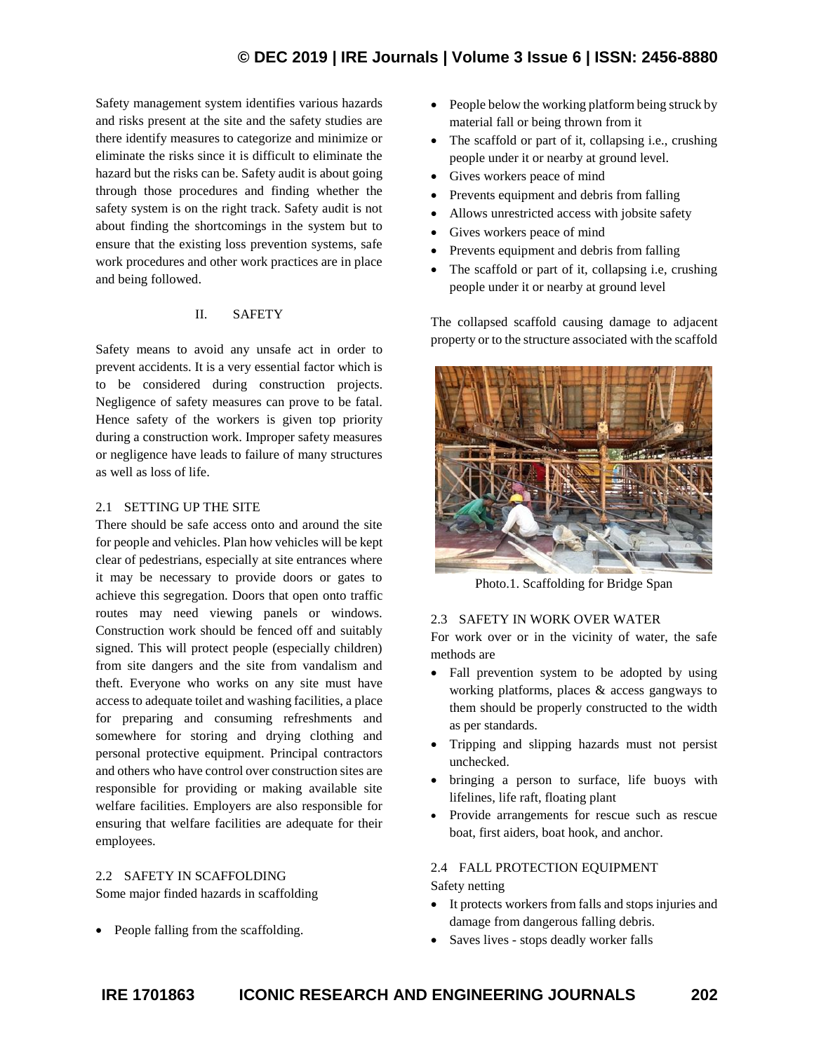Safety management system identifies various hazards and risks present at the site and the safety studies are there identify measures to categorize and minimize or eliminate the risks since it is difficult to eliminate the hazard but the risks can be. Safety audit is about going through those procedures and finding whether the safety system is on the right track. Safety audit is not about finding the shortcomings in the system but to ensure that the existing loss prevention systems, safe work procedures and other work practices are in place and being followed.

## II. SAFETY

Safety means to avoid any unsafe act in order to prevent accidents. It is a very essential factor which is to be considered during construction projects. Negligence of safety measures can prove to be fatal. Hence safety of the workers is given top priority during a construction work. Improper safety measures or negligence have leads to failure of many structures as well as loss of life.

### 2.1 SETTING UP THE SITE

There should be safe access onto and around the site for people and vehicles. Plan how vehicles will be kept clear of pedestrians, especially at site entrances where it may be necessary to provide doors or gates to achieve this segregation. Doors that open onto traffic routes may need viewing panels or windows. Construction work should be fenced off and suitably signed. This will protect people (especially children) from site dangers and the site from vandalism and theft. Everyone who works on any site must have access to adequate toilet and washing facilities, a place for preparing and consuming refreshments and somewhere for storing and drying clothing and personal protective equipment. Principal contractors and others who have control over construction sites are responsible for providing or making available site welfare facilities. Employers are also responsible for ensuring that welfare facilities are adequate for their employees.

### 2.2 SAFETY IN SCAFFOLDING

Some major finded hazards in scaffolding

- People falling from the scaffolding.
- People below the working platform being struck by material fall or being thrown from it
- The scaffold or part of it, collapsing i.e., crushing people under it or nearby at ground level.
- Gives workers peace of mind
- Prevents equipment and debris from falling
- Allows unrestricted access with jobsite safety
- Gives workers peace of mind
- Prevents equipment and debris from falling
- The scaffold or part of it, collapsing i.e, crushing people under it or nearby at ground level

The collapsed scaffold causing damage to adjacent property or to the structure associated with the scaffold

Photo.1. Scaffolding for Bridge Span

### 2.3 SAFETY IN WORK OVER WATER

For work over or in the vicinity of water, the safe methods are

- Fall prevention system to be adopted by using working platforms, places & access gangways to them should be properly constructed to the width as per standards.
- Tripping and slipping hazards must not persist unchecked.
- bringing a person to surface, life buoys with lifelines, life raft, floating plant
- Provide arrangements for rescue such as rescue boat, first aiders, boat hook, and anchor.

### 2.4 FALL PROTECTION EQUIPMENT

Safety netting

- It protects workers from falls and stops injuries and damage from dangerous falling debris.
- Saves lives - stops deadly worker falls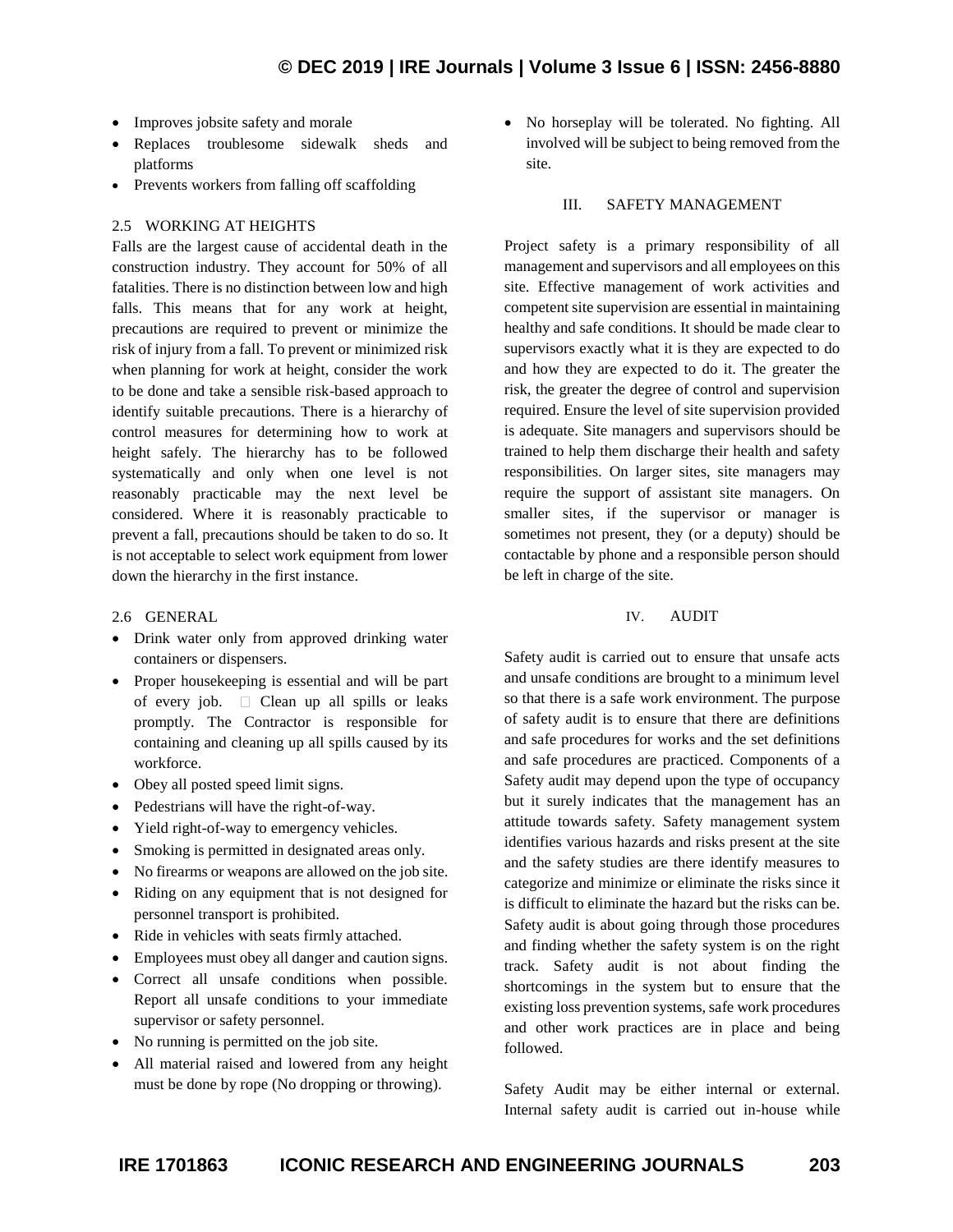- Improves jobsite safety and morale
- Replaces troublesome sidewalk sheds and platforms
- Prevents workers from falling off scaffolding

### 2.5 WORKING AT HEIGHTS

Falls are the largest cause of accidental death in the construction industry. They account for 50% of all fatalities. There is no distinction between low and high falls. This means that for any work at height, precautions are required to prevent or minimize the risk of injury from a fall. To prevent or minimized risk when planning for work at height, consider the work to be done and take a sensible risk-based approach to identify suitable precautions. There is a hierarchy of control measures for determining how to work at height safely. The hierarchy has to be followed systematically and only when one level is not reasonably practicable may the next level be considered. Where it is reasonably practicable to prevent a fall, precautions should be taken to do so. It is not acceptable to select work equipment from lower down the hierarchy in the first instance.

### 2.6 GENERAL

- Drink water only from approved drinking water containers or dispensers.
- Proper housekeeping is essential and will be part of every job.  Clean up all spills or leaks promptly. The Contractor is responsible for containing and cleaning up all spills caused by its workforce.
- Obey all posted speed limit signs.
- Pedestrians will have the right-of-way.
- Yield right-of-way to emergency vehicles.
- Smoking is permitted in designated areas only.
- No firearms or weapons are allowed on the job site.
- Riding on any equipment that is not designed for personnel transport is prohibited.
- Ride in vehicles with seats firmly attached.
- Employees must obey all danger and caution signs.
- Correct all unsafe conditions when possible. Report all unsafe conditions to your immediate supervisor or safety personnel.
- No running is permitted on the job site.
- All material raised and lowered from any height must be done by rope (No dropping or throwing).
- No horseplay will be tolerated. No fighting. All involved will be subject to being removed from the site.

## III. SAFETY MANAGEMENT

Project safety is a primary responsibility of all management and supervisors and all employees on this site. Effective management of work activities and competent site supervision are essential in maintaining healthy and safe conditions. It should be made clear to supervisors exactly what it is they are expected to do and how they are expected to do it. The greater the risk, the greater the degree of control and supervision required. Ensure the level of site supervision provided is adequate. Site managers and supervisors should be trained to help them discharge their health and safety responsibilities. On larger sites, site managers may require the support of assistant site managers. On smaller sites, if the supervisor or manager is sometimes not present, they (or a deputy) should be contactable by phone and a responsible person should be left in charge of the site.

## IV. AUDIT

Safety audit is carried out to ensure that unsafe acts and unsafe conditions are brought to a minimum level so that there is a safe work environment. The purpose of safety audit is to ensure that there are definitions and safe procedures for works and the set definitions and safe procedures are practiced. Components of a Safety audit may depend upon the type of occupancy but it surely indicates that the management has an attitude towards safety. Safety management system identifies various hazards and risks present at the site and the safety studies are there identify measures to categorize and minimize or eliminate the risks since it is difficult to eliminate the hazard but the risks can be. Safety audit is about going through those procedures and finding whether the safety system is on the right track. Safety audit is not about finding the shortcomings in the system but to ensure that the existing loss prevention systems, safe work procedures and other work practices are in place and being followed.

Safety Audit may be either internal or external. Internal safety audit is carried out in-house while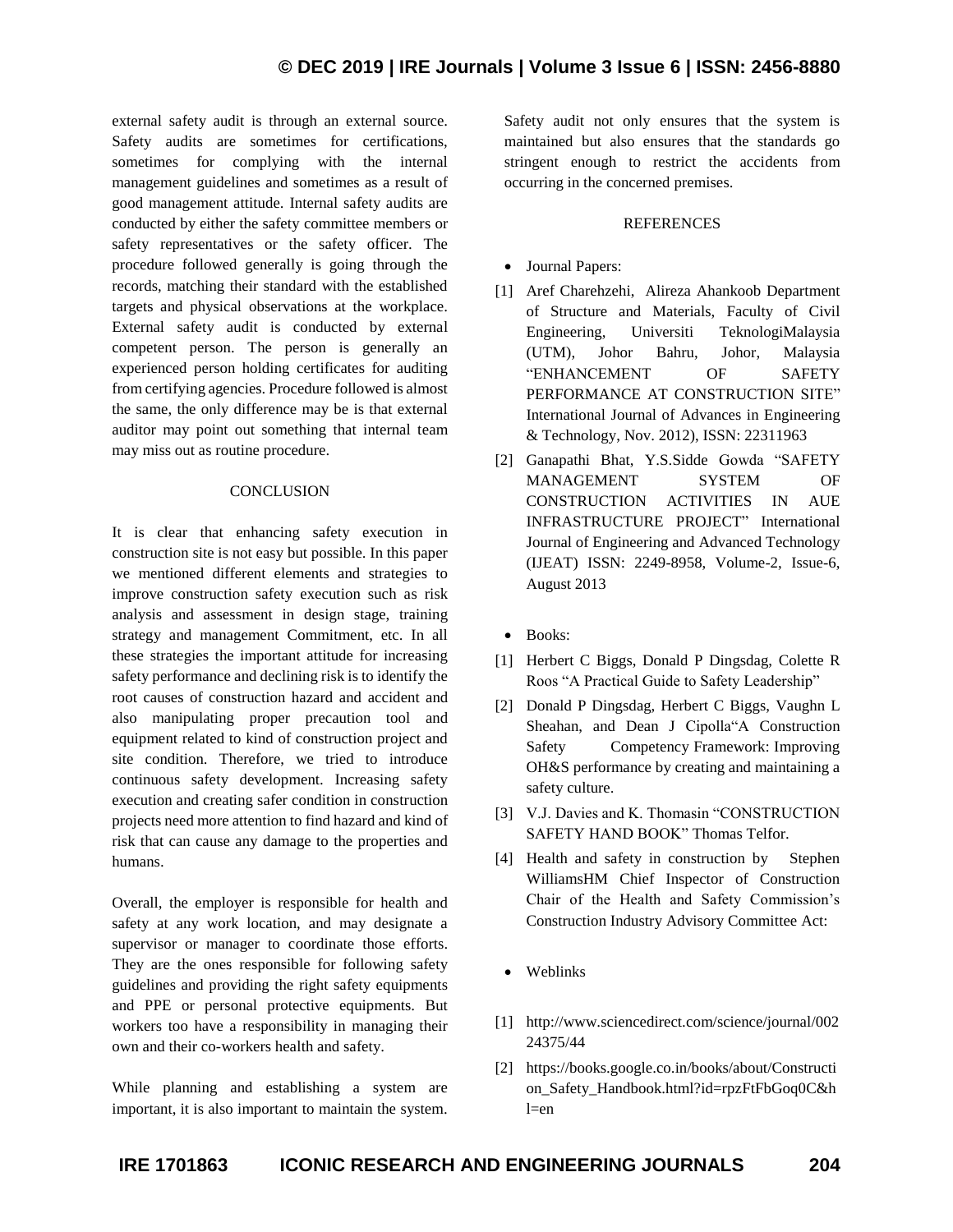external safety audit is through an external source. Safety audits are sometimes for certifications, sometimes for complying with the internal management guidelines and sometimes as a result of good management attitude. Internal safety audits are conducted by either the safety committee members or safety representatives or the safety officer. The procedure followed generally is going through the records, matching their standard with the established targets and physical observations at the workplace. External safety audit is conducted by external competent person. The person is generally an experienced person holding certificates for auditing from certifying agencies. Procedure followed is almost the same, the only difference may be is that external auditor may point out something that internal team may miss out as routine procedure.

## CONCLUSION

It is clear that enhancing safety execution in construction site is not easy but possible. In this paper we mentioned different elements and strategies to improve construction safety execution such as risk analysis and assessment in design stage, training strategy and management Commitment, etc. In all these strategies the important attitude for increasing safety performance and declining risk is to identify the root causes of construction hazard and accident and also manipulating proper precaution tool and equipment related to kind of construction project and site condition. Therefore, we tried to introduce continuous safety development. Increasing safety execution and creating safer condition in construction projects need more attention to find hazard and kind of risk that can cause any damage to the properties and humans.

Overall, the employer is responsible for health and safety at any work location, and may designate a supervisor or manager to coordinate those efforts. They are the ones responsible for following safety guidelines and providing the right safety equipments and PPE or personal protective equipments. But workers too have a responsibility in managing their own and their co-workers health and safety.

While planning and establishing a system are important, it is also important to maintain the system. Safety audit not only ensures that the system is maintained but also ensures that the standards go stringent enough to restrict the accidents from occurring in the concerned premises.

## REFERENCES

- Journal Papers:

[1] Aref Charehzehi, Alireza Ahankoob Department of Structure and Materials, Faculty of Civil Engineering, Universiti TeknologiMalaysia (UTM), Johor Bahru, Johor, Malaysia "ENHANCEMENT OF SAFETY PERFORMANCE AT CONSTRUCTION SITE" International Journal of Advances in Engineering & Technology, Nov. 2012), ISSN: 22311963

[2] Ganapathi Bhat, Y.S.Sidde Gowda "SAFETY MANAGEMENT SYSTEM OF CONSTRUCTION ACTIVITIES IN AUE INFRASTRUCTURE PROJECT" International Journal of Engineering and Advanced Technology (IJEAT) ISSN: 2249-8958, Volume-2, Issue-6, August 2013

- Books:

[1] Herbert C Biggs, Donald P Dingsdag, Colette R Roos "A Practical Guide to Safety Leadership"

[2] Donald P Dingsdag, Herbert C Biggs, Vaughn L Sheahan, and Dean J Cipolla"A Construction Safety Competency Framework: Improving OH&S performance by creating and maintaining a safety culture.

[3] V.J. Davies and K. Thomasin "CONSTRUCTION SAFETY HAND BOOK" Thomas Telfor.

[4] Health and safety in construction by Stephen WilliamsHM Chief Inspector of Construction Chair of the Health and Safety Commission's Construction Industry Advisory Committee Act:

- Weblinks

[1] http://www.sciencedirect.com/science/journal/00224375/44

[2] https://books.google.co.in/books/about/Construction_Safety_Handbook.html?id=rpzFtFbGoq0C&hl=en